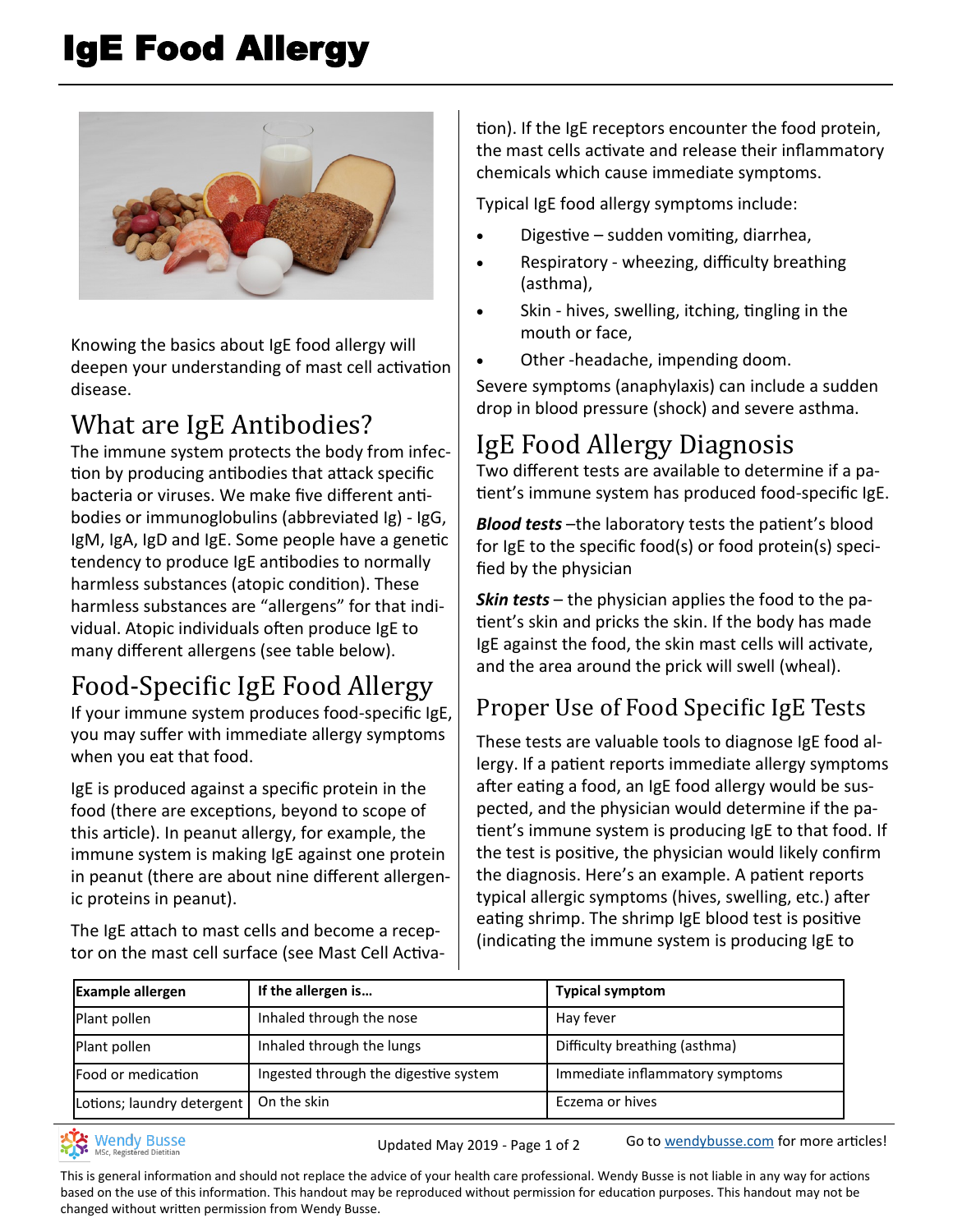# IgE Food Allergy

Knowing the basics about IgE food allergy will deepen your understanding of mast cell activation disease.

## What are IgE Antibodies?

The immune system protects the body from infection by producing antibodies that attack specific bacteria or viruses. We make five different antibodies or immunoglobulins (abbreviated Ig) - IgG, IgM, IgA, IgD and IgE. Some people have a genetic tendency to produce IgE antibodies to normally harmless substances (atopic condition). These harmless substances are "allergens" for that individual. Atopic individuals often produce IgE to many different allergens (see table below).

## Food-Specific IgE Food Allergy

If your immune system produces food-specific IgE, you may suffer with immediate allergy symptoms when you eat that food.

IgE is produced against a specific protein in the food (there are exceptions, beyond to scope of this article). In peanut allergy, for example, the immune system is making IgE against one protein in peanut (there are about nine different allergenic proteins in peanut).

The IgE attach to mast cells and become a receptor on the mast cell surface (see Mast Cell Activation). If the IgE receptors encounter the food protein, the mast cells activate and release their inflammatory chemicals which cause immediate symptoms.

Typical IgE food allergy symptoms include:

- Digestive – sudden vomiting, diarrhea,
- Respiratory - wheezing, difficulty breathing (asthma),
- Skin - hives, swelling, itching, tingling in the mouth or face,
- Other -headache, impending doom.

Severe symptoms (anaphylaxis) can include a sudden drop in blood pressure (shock) and severe asthma.

## IgE Food Allergy Diagnosis

Two different tests are available to determine if a patient's immune system has produced food-specific IgE.

***Blood tests*** –the laboratory tests the patient's blood for IgE to the specific food(s) or food protein(s) specified by the physician

***Skin tests*** – the physician applies the food to the patient's skin and pricks the skin. If the body has made IgE against the food, the skin mast cells will activate, and the area around the prick will swell (wheal).

## Proper Use of Food Specific IgE Tests

These tests are valuable tools to diagnose IgE food allergy. If a patient reports immediate allergy symptoms after eating a food, an IgE food allergy would be suspected, and the physician would determine if the patient's immune system is producing IgE to that food. If the test is positive, the physician would likely confirm the diagnosis. Here's an example. A patient reports typical allergic symptoms (hives, swelling, etc.) after eating shrimp. The shrimp IgE blood test is positive (indicating the immune system is producing IgE to

| Example allergen | If the allergen is… | Typical symptom |
|---|---|---|
| Plant pollen | Inhaled through the nose | Hay fever |
| Plant pollen | Inhaled through the lungs | Difficulty breathing (asthma) |
| Food or medication | Ingested through the digestive system | Immediate inflammatory symptoms |
| Lotions; laundry detergent | On the skin | Eczema or hives |

Wendy Busse, MSc, Registered Dietitian — Updated May 2019 — Go to wendybusse.com for more articles!

This is general information and should not replace the advice of your health care professional. Wendy Busse is not liable in any way for actions based on the use of this information. This handout may be reproduced without permission for education purposes. This handout may not be changed without written permission from Wendy Busse.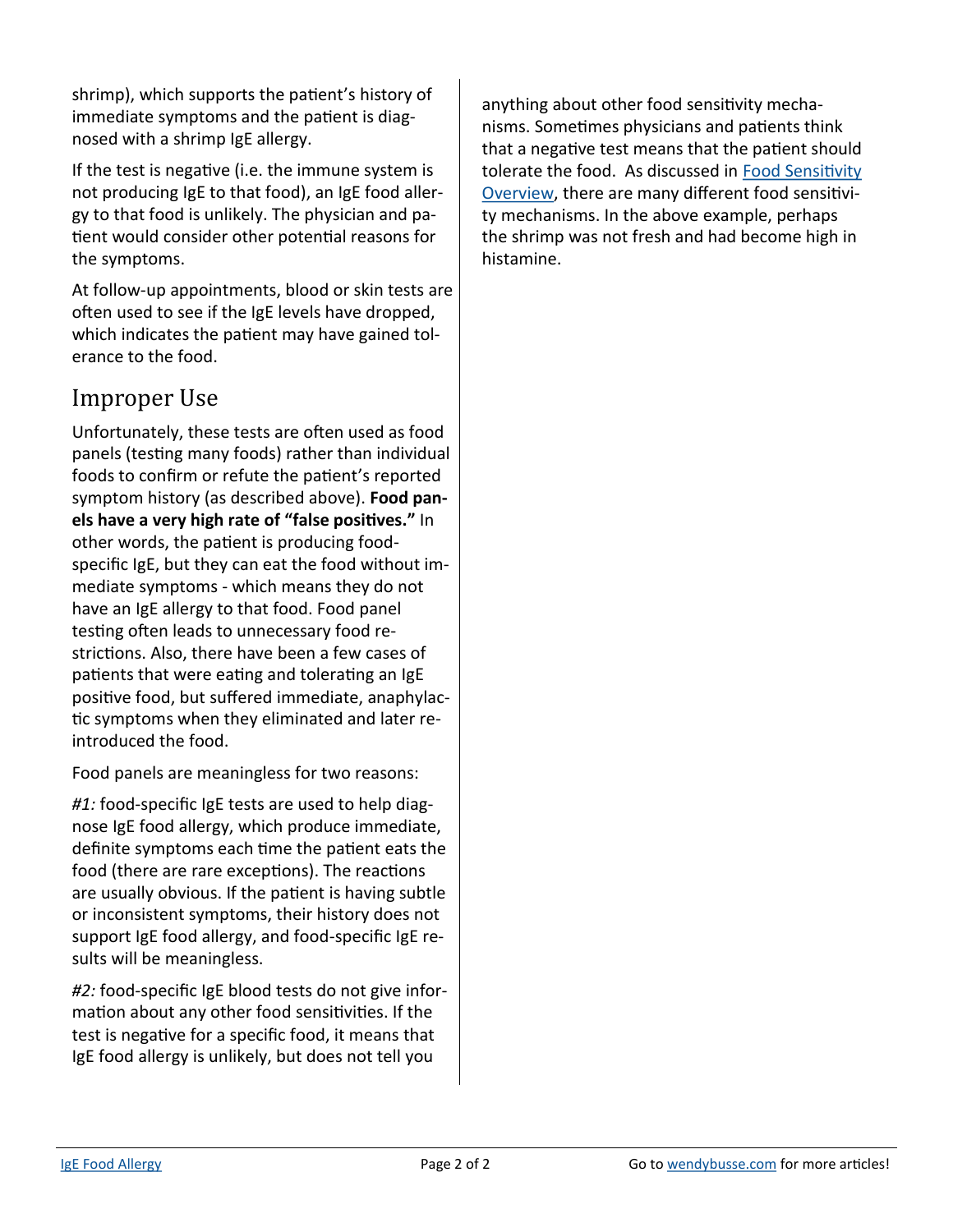shrimp), which supports the patient's history of immediate symptoms and the patient is diagnosed with a shrimp IgE allergy.

If the test is negative (i.e. the immune system is not producing IgE to that food), an IgE food allergy to that food is unlikely. The physician and patient would consider other potential reasons for the symptoms.

At follow-up appointments, blood or skin tests are often used to see if the IgE levels have dropped, which indicates the patient may have gained tolerance to the food.

## Improper Use

Unfortunately, these tests are often used as food panels (testing many foods) rather than individual foods to confirm or refute the patient's reported symptom history (as described above). **Food panels have a very high rate of "false positives."** In other words, the patient is producing food-specific IgE, but they can eat the food without immediate symptoms - which means they do not have an IgE allergy to that food. Food panel testing often leads to unnecessary food restrictions. Also, there have been a few cases of patients that were eating and tolerating an IgE positive food, but suffered immediate, anaphylactic symptoms when they eliminated and later reintroduced the food.

Food panels are meaningless for two reasons:

*#1:* food-specific IgE tests are used to help diagnose IgE food allergy, which produce immediate, definite symptoms each time the patient eats the food (there are rare exceptions). The reactions are usually obvious. If the patient is having subtle or inconsistent symptoms, their history does not support IgE food allergy, and food-specific IgE results will be meaningless.

*#2:* food-specific IgE blood tests do not give information about any other food sensitivities. If the test is negative for a specific food, it means that IgE food allergy is unlikely, but does not tell you anything about other food sensitivity mechanisms. Sometimes physicians and patients think that a negative test means that the patient should tolerate the food. As discussed in [Food Sensitivity Overview](), there are many different food sensitivity mechanisms. In the above example, perhaps the shrimp was not fresh and had become high in histamine.